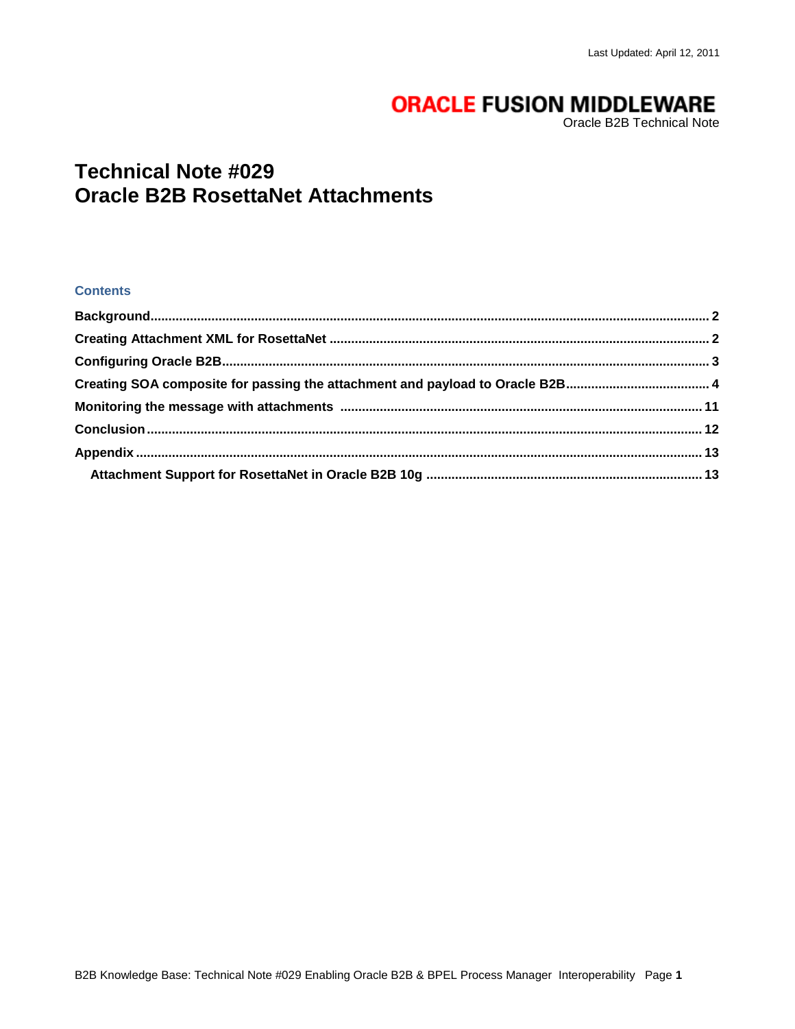Last Updated: April 12, 2011

**ORACLE FUSION MIDDLEWARE**
Oracle B2B Technical Note

# Technical Note #029
# Oracle B2B RosettaNet Attachments

### Contents

**Background** ........ 2
**Creating Attachment XML for RosettaNet** ........ 2
**Configuring Oracle B2B** ........ 3
**Creating SOA composite for passing the attachment and payload to Oracle B2B** ........ 4
**Monitoring the message with attachments** ........ 11
**Conclusion** ........ 12
**Appendix** ........ 13
  **Attachment Support for RosettaNet in Oracle B2B 10g** ........ 13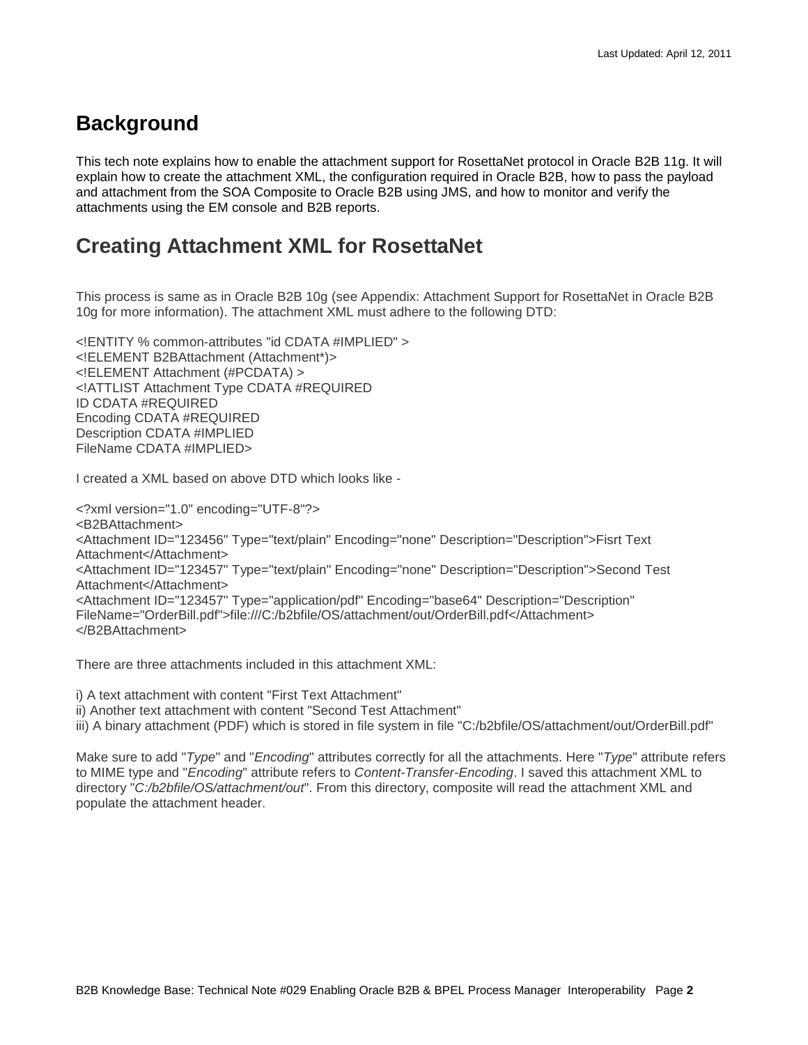## Background

This tech note explains how to enable the attachment support for RosettaNet protocol in Oracle B2B 11g. It will explain how to create the attachment XML, the configuration required in Oracle B2B, how to pass the payload and attachment from the SOA Composite to Oracle B2B using JMS, and how to monitor and verify the attachments using the EM console and B2B reports.

## Creating Attachment XML for RosettaNet

This process is same as in Oracle B2B 10g (see Appendix: Attachment Support for RosettaNet in Oracle B2B 10g for more information). The attachment XML must adhere to the following DTD:

```
<!ENTITY % common-attributes "id CDATA #IMPLIED" >
<!ELEMENT B2BAttachment (Attachment*)>
<!ELEMENT Attachment (#PCDATA) >
<!ATTLIST Attachment Type CDATA #REQUIRED
ID CDATA #REQUIRED
Encoding CDATA #REQUIRED
Description CDATA #IMPLIED
FileName CDATA #IMPLIED>
```

I created a XML based on above DTD which looks like -

```
<?xml version="1.0" encoding="UTF-8"?>
<B2BAttachment>
<Attachment ID="123456" Type="text/plain" Encoding="none" Description="Description">Fisrt Text
Attachment</Attachment>
<Attachment ID="123457" Type="text/plain" Encoding="none" Description="Description">Second Test
Attachment</Attachment>
<Attachment ID="123457" Type="application/pdf" Encoding="base64" Description="Description"
FileName="OrderBill.pdf">file:///C:/b2bfile/OS/attachment/out/OrderBill.pdf</Attachment>
</B2BAttachment>
```

There are three attachments included in this attachment XML:

i) A text attachment with content "First Text Attachment"
ii) Another text attachment with content "Second Test Attachment"
iii) A binary attachment (PDF) which is stored in file system in file "C:/b2bfile/OS/attachment/out/OrderBill.pdf"

Make sure to add "*Type*" and "*Encoding*" attributes correctly for all the attachments. Here "*Type*" attribute refers to MIME type and "*Encoding*" attribute refers to *Content-Transfer-Encoding*. I saved this attachment XML to directory "*C:/b2bfile/OS/attachment/out*". From this directory, composite will read the attachment XML and populate the attachment header.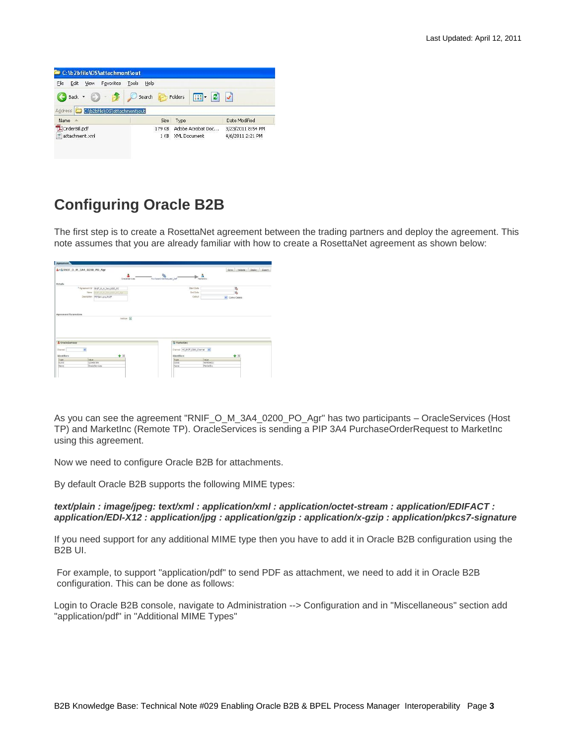## Configuring Oracle B2B

The first step is to create a RosettaNet agreement between the trading partners and deploy the agreement. This note assumes that you are already familiar with how to create a RosettaNet agreement as shown below:

As you can see the agreement "RNIF_O_M_3A4_0200_PO_Agr" has two participants – OracleServices (Host TP) and MarketInc (Remote TP). OracleServices is sending a PIP 3A4 PurchaseOrderRequest to MarketInc using this agreement.

Now we need to configure Oracle B2B for attachments.

By default Oracle B2B supports the following MIME types:

***text/plain : image/jpeg: text/xml : application/xml : application/octet-stream : application/EDIFACT : application/EDI-X12 : application/jpg : application/gzip : application/x-gzip : application/pkcs7-signature***

If you need support for any additional MIME type then you have to add it in Oracle B2B configuration using the B2B UI.

For example, to support "application/pdf" to send PDF as attachment, we need to add it in Oracle B2B configuration. This can be done as follows:

Login to Oracle B2B console, navigate to Administration --> Configuration and in "Miscellaneous" section add "application/pdf" in "Additional MIME Types"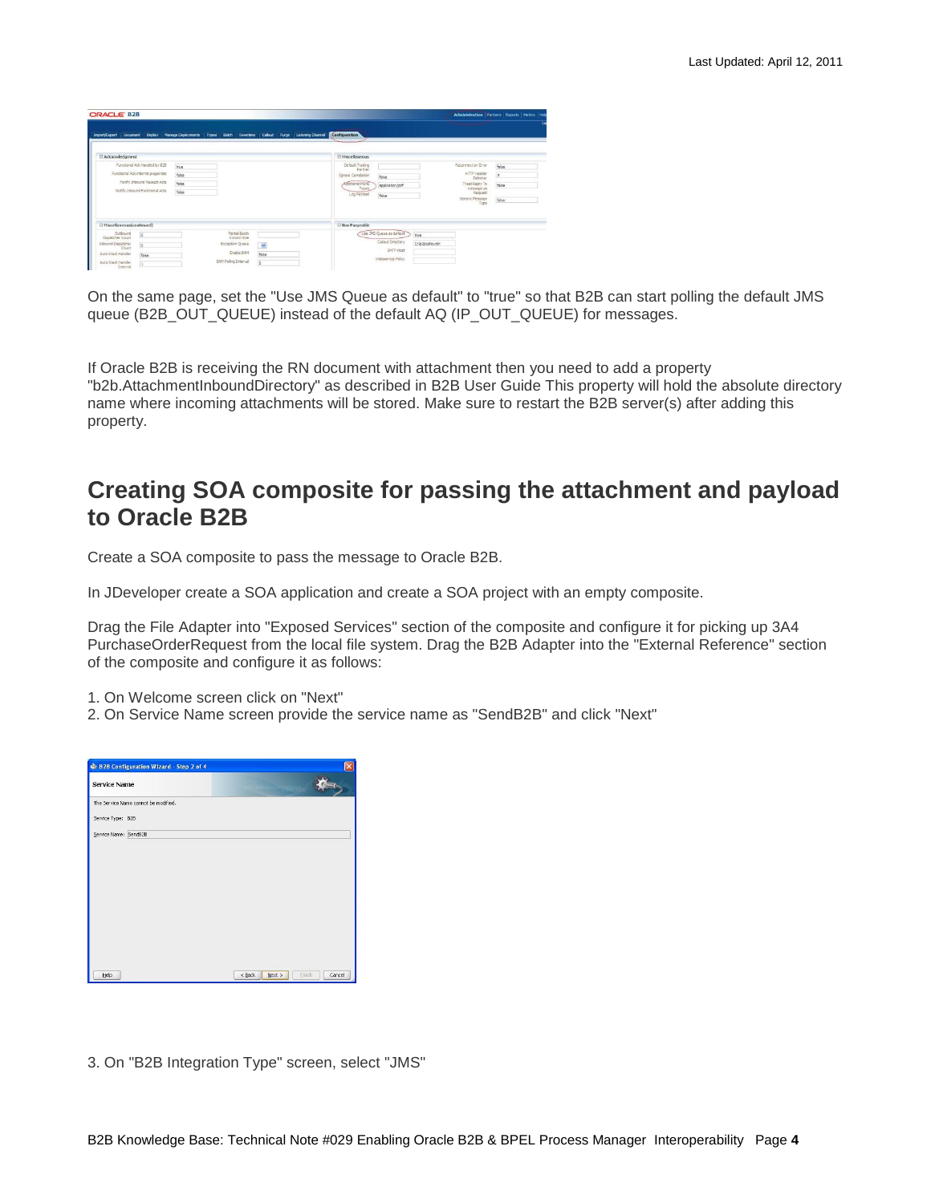On the same page, set the "Use JMS Queue as default" to "true" so that B2B can start polling the default JMS queue (B2B_OUT_QUEUE) instead of the default AQ (IP_OUT_QUEUE) for messages.

If Oracle B2B is receiving the RN document with attachment then you need to add a property "b2b.AttachmentInboundDirectory" as described in B2B User Guide This property will hold the absolute directory name where incoming attachments will be stored. Make sure to restart the B2B server(s) after adding this property.

## Creating SOA composite for passing the attachment and payload to Oracle B2B

Create a SOA composite to pass the message to Oracle B2B.

In JDeveloper create a SOA application and create a SOA project with an empty composite.

Drag the File Adapter into "Exposed Services" section of the composite and configure it for picking up 3A4 PurchaseOrderRequest from the local file system. Drag the B2B Adapter into the "External Reference" section of the composite and configure it as follows:

1. On Welcome screen click on "Next"
2. On Service Name screen provide the service name as "SendB2B" and click "Next"

3. On "B2B Integration Type" screen, select "JMS"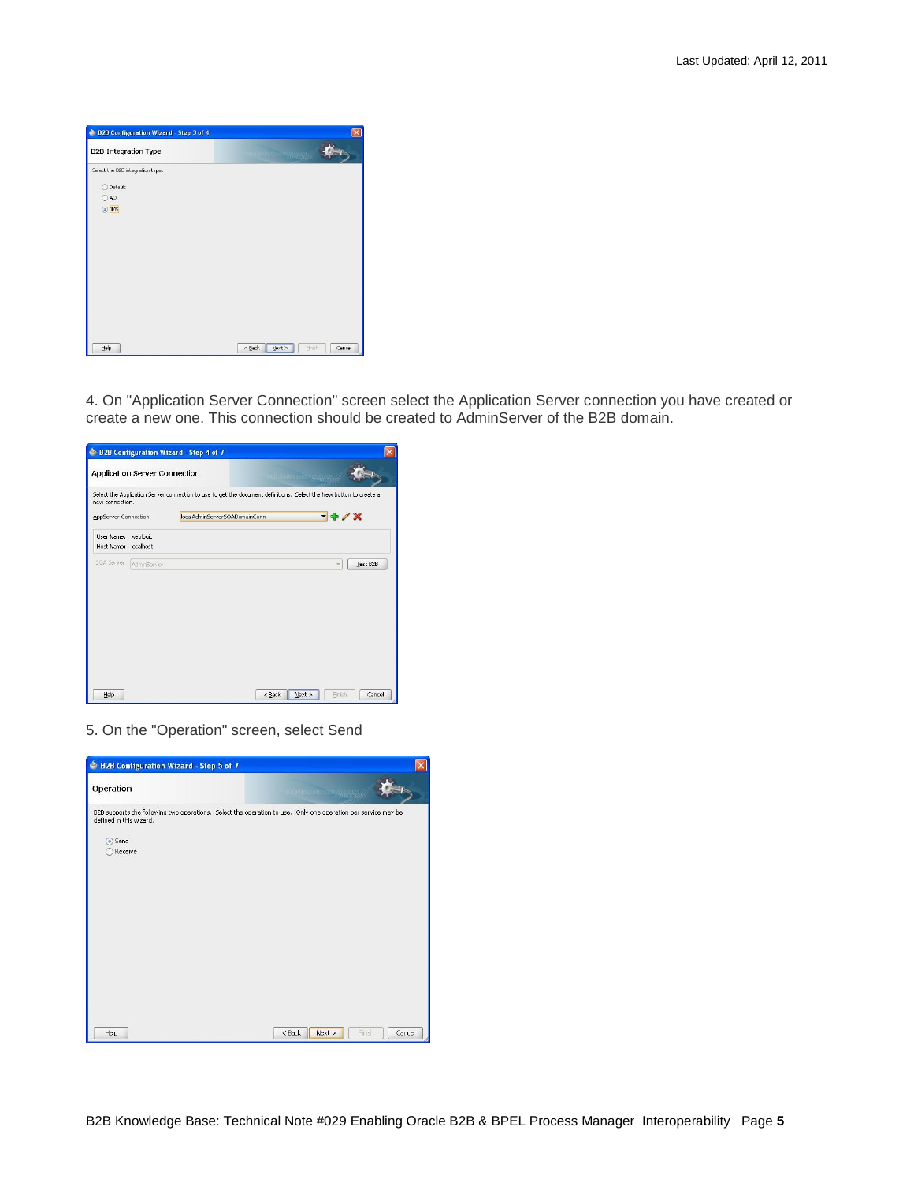4. On "Application Server Connection" screen select the Application Server connection you have created or create a new one. This connection should be created to AdminServer of the B2B domain.

5. On the "Operation" screen, select Send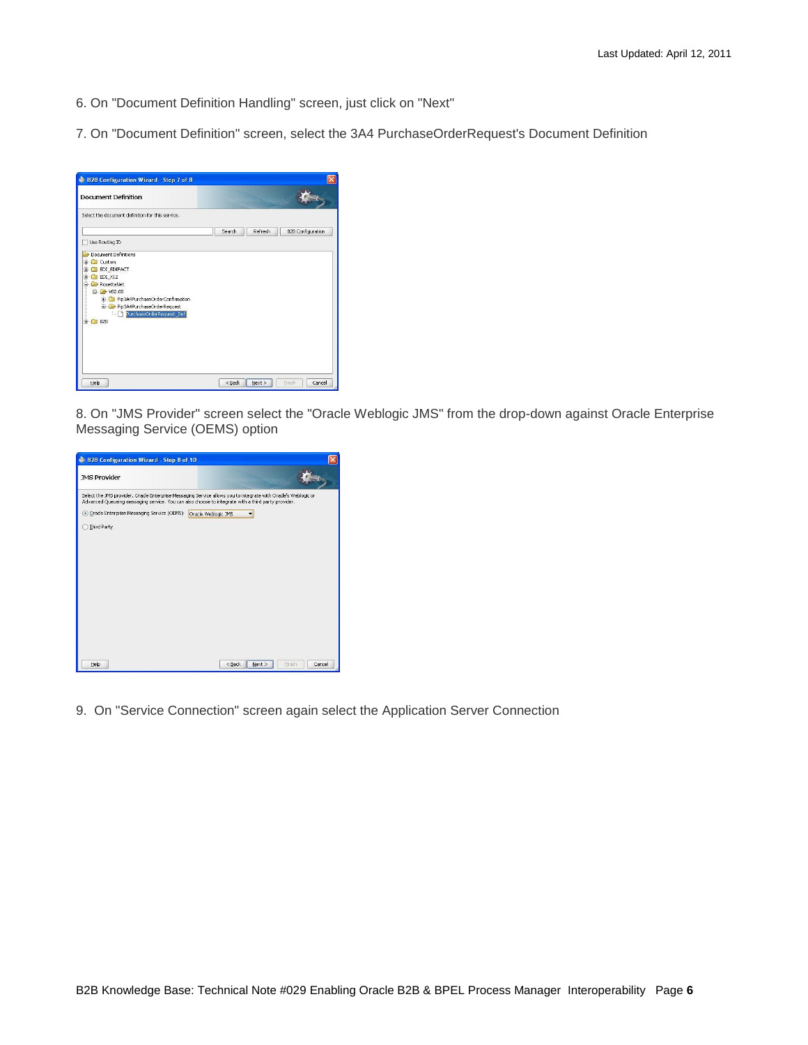6. On "Document Definition Handling" screen, just click on "Next"

7. On "Document Definition" screen, select the 3A4 PurchaseOrderRequest's Document Definition

8. On "JMS Provider" screen select the "Oracle Weblogic JMS" from the drop-down against Oracle Enterprise Messaging Service (OEMS) option

9. On "Service Connection" screen again select the Application Server Connection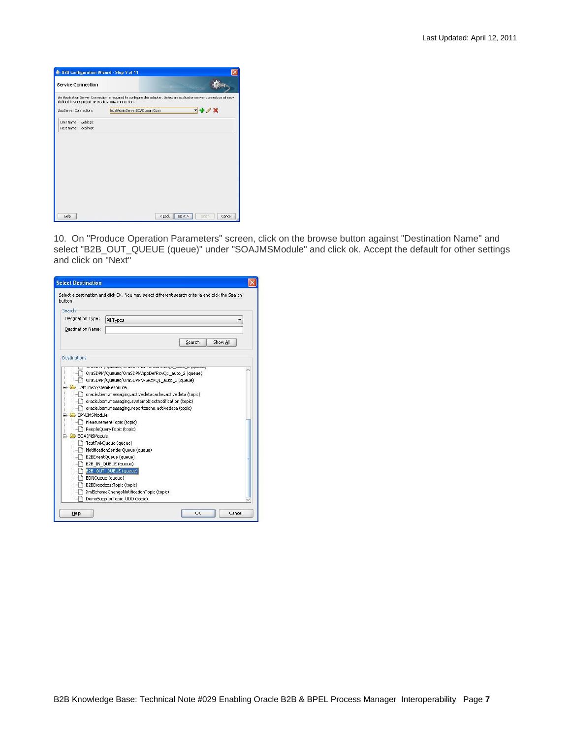10. On "Produce Operation Parameters" screen, click on the browse button against "Destination Name" and select "B2B_OUT_QUEUE (queue)" under "SOAJMSModule" and click ok. Accept the default for other settings and click on "Next"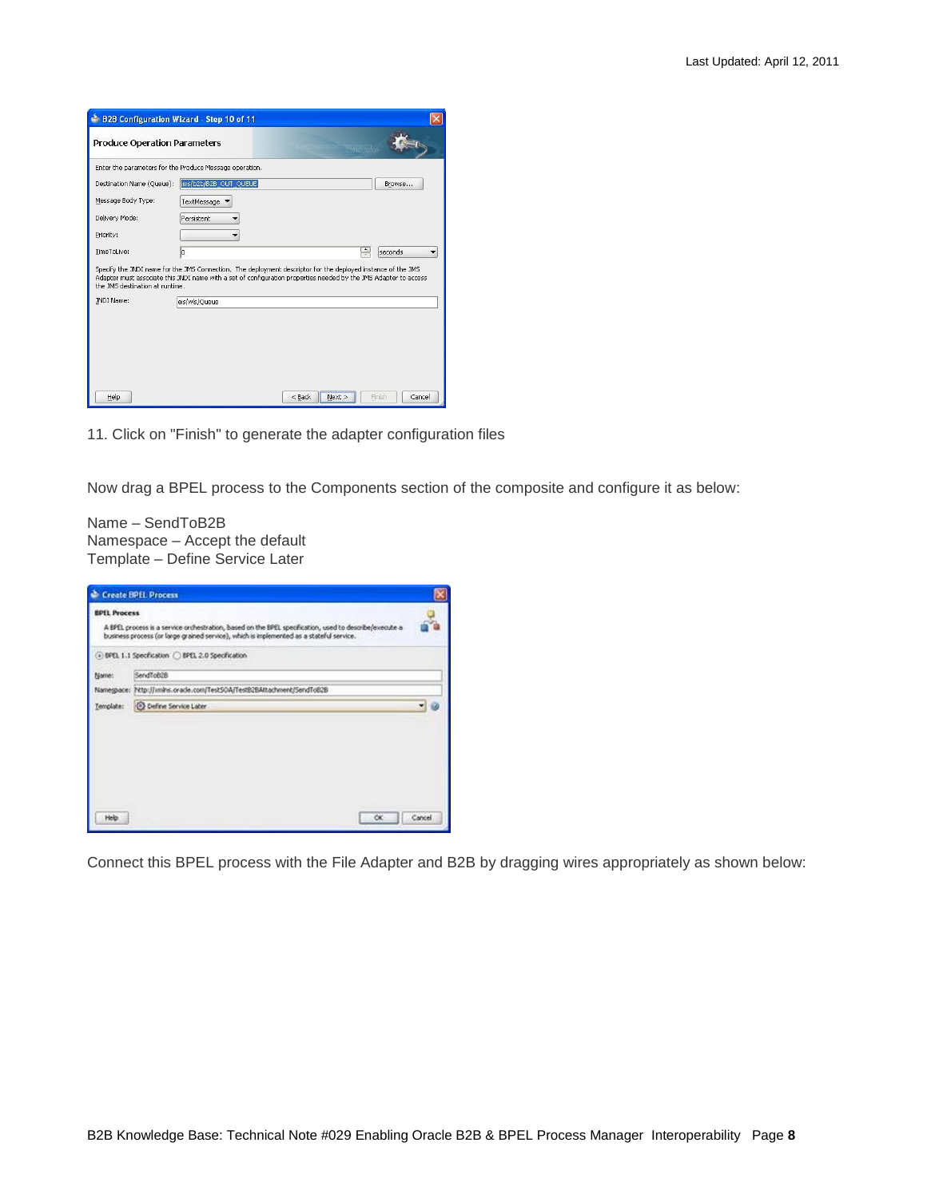11. Click on "Finish" to generate the adapter configuration files

Now drag a BPEL process to the Components section of the composite and configure it as below:

Name – SendToB2B
Namespace – Accept the default
Template – Define Service Later

Connect this BPEL process with the File Adapter and B2B by dragging wires appropriately as shown below: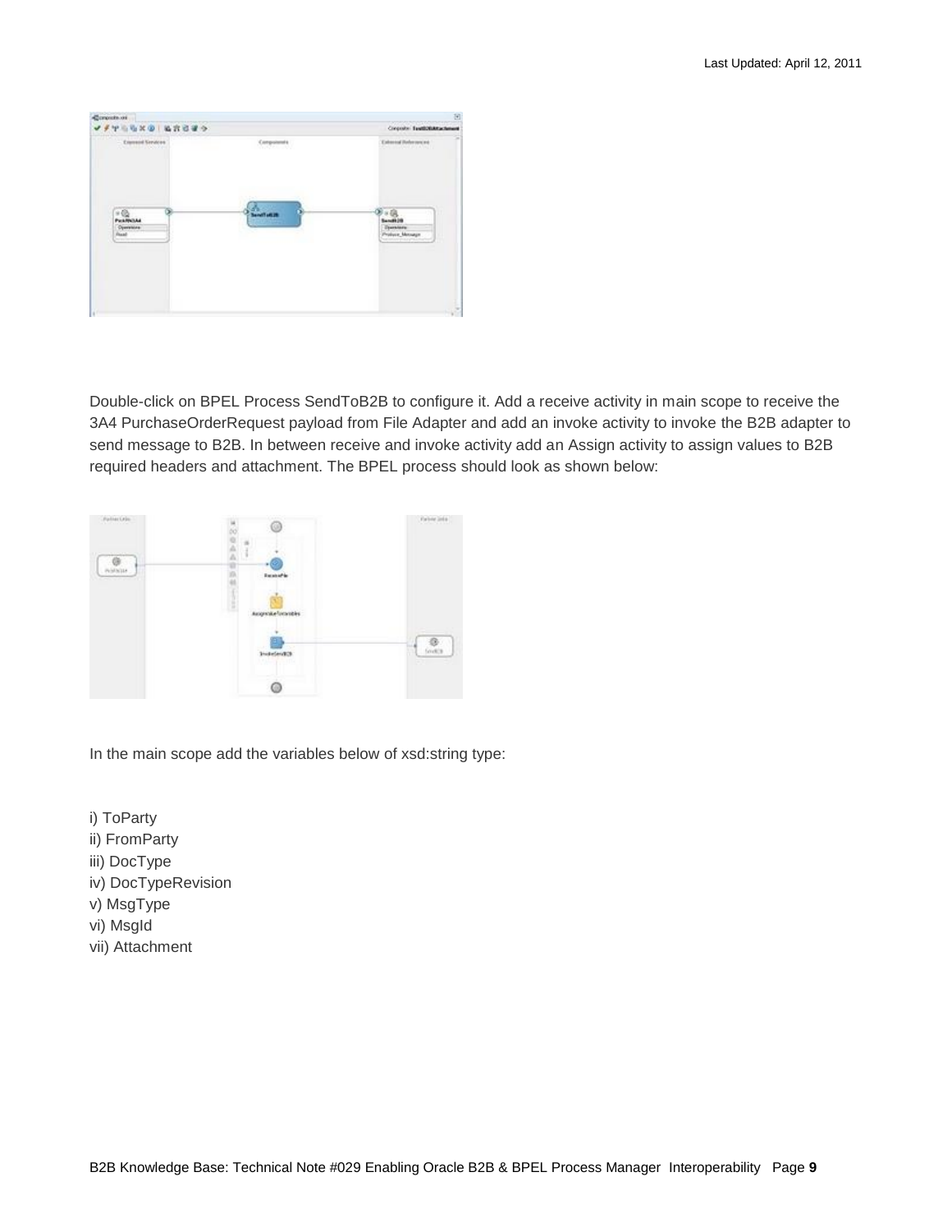Double-click on BPEL Process SendToB2B to configure it. Add a receive activity in main scope to receive the 3A4 PurchaseOrderRequest payload from File Adapter and add an invoke activity to invoke the B2B adapter to send message to B2B. In between receive and invoke activity add an Assign activity to assign values to B2B required headers and attachment. The BPEL process should look as shown below:

In the main scope add the variables below of xsd:string type:

i) ToParty
ii) FromParty
iii) DocType
iv) DocTypeRevision
v) MsgType
vi) MsgId
vii) Attachment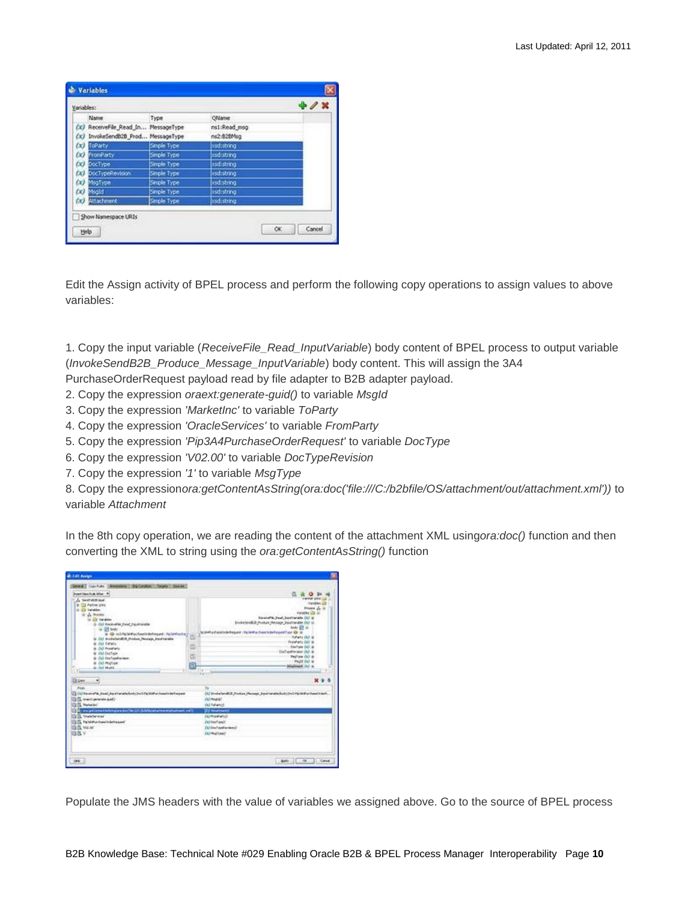Edit the Assign activity of BPEL process and perform the following copy operations to assign values to above variables:

1. Copy the input variable (*ReceiveFile_Read_InputVariable*) body content of BPEL process to output variable (*InvokeSendB2B_Produce_Message_InputVariable*) body content. This will assign the 3A4 PurchaseOrderRequest payload read by file adapter to B2B adapter payload.
2. Copy the expression *oraext:generate-guid()* to variable *MsgId*
3. Copy the expression *'MarketInc'* to variable *ToParty*
4. Copy the expression *'OracleServices'* to variable *FromParty*
5. Copy the expression *'Pip3A4PurchaseOrderRequest'* to variable *DocType*
6. Copy the expression *'V02.00'* to variable *DocTypeRevision*
7. Copy the expression *'1'* to variable *MsgType*
8. Copy the expression*ora:getContentAsString(ora:doc('file:///C:/b2bfile/OS/attachment/out/attachment.xml'))* to variable *Attachment*

In the 8th copy operation, we are reading the content of the attachment XML using*ora:doc()* function and then converting the XML to string using the *ora:getContentAsString()* function

Populate the JMS headers with the value of variables we assigned above. Go to the source of BPEL process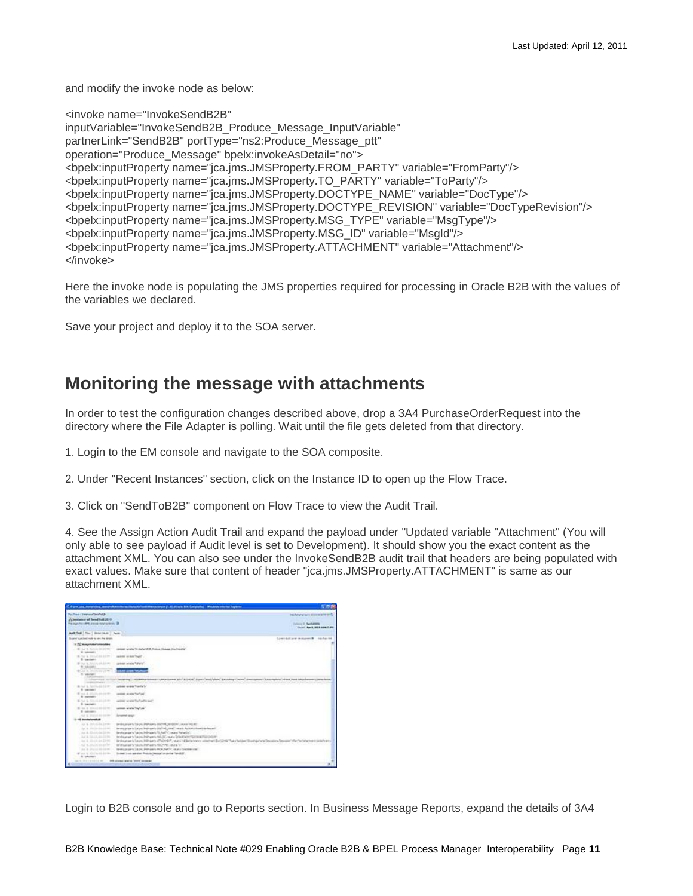and modify the invoke node as below:

```
<invoke name="InvokeSendB2B"
inputVariable="InvokeSendB2B_Produce_Message_InputVariable"
partnerLink="SendB2B" portType="ns2:Produce_Message_ptt"
operation="Produce_Message" bpelx:invokeAsDetail="no">
<bpelx:inputProperty name="jca.jms.JMSProperty.FROM_PARTY" variable="FromParty"/>
<bpelx:inputProperty name="jca.jms.JMSProperty.TO_PARTY" variable="ToParty"/>
<bpelx:inputProperty name="jca.jms.JMSProperty.DOCTYPE_NAME" variable="DocType"/>
<bpelx:inputProperty name="jca.jms.JMSProperty.DOCTYPE_REVISION" variable="DocTypeRevision"/>
<bpelx:inputProperty name="jca.jms.JMSProperty.MSG_TYPE" variable="MsgType"/>
<bpelx:inputProperty name="jca.jms.JMSProperty.MSG_ID" variable="MsgId"/>
<bpelx:inputProperty name="jca.jms.JMSProperty.ATTACHMENT" variable="Attachment"/>
</invoke>
```

Here the invoke node is populating the JMS properties required for processing in Oracle B2B with the values of the variables we declared.

Save your project and deploy it to the SOA server.

## Monitoring the message with attachments

In order to test the configuration changes described above, drop a 3A4 PurchaseOrderRequest into the directory where the File Adapter is polling. Wait until the file gets deleted from that directory.

1. Login to the EM console and navigate to the SOA composite.

2. Under "Recent Instances" section, click on the Instance ID to open up the Flow Trace.

3. Click on "SendToB2B" component on Flow Trace to view the Audit Trail.

4. See the Assign Action Audit Trail and expand the payload under "Updated variable "Attachment" (You will only able to see payload if Audit level is set to Development). It should show you the exact content as the attachment XML. You can also see under the InvokeSendB2B audit trail that headers are being populated with exact values. Make sure that content of header "jca.jms.JMSProperty.ATTACHMENT" is same as our attachment XML.

Login to B2B console and go to Reports section. In Business Message Reports, expand the details of 3A4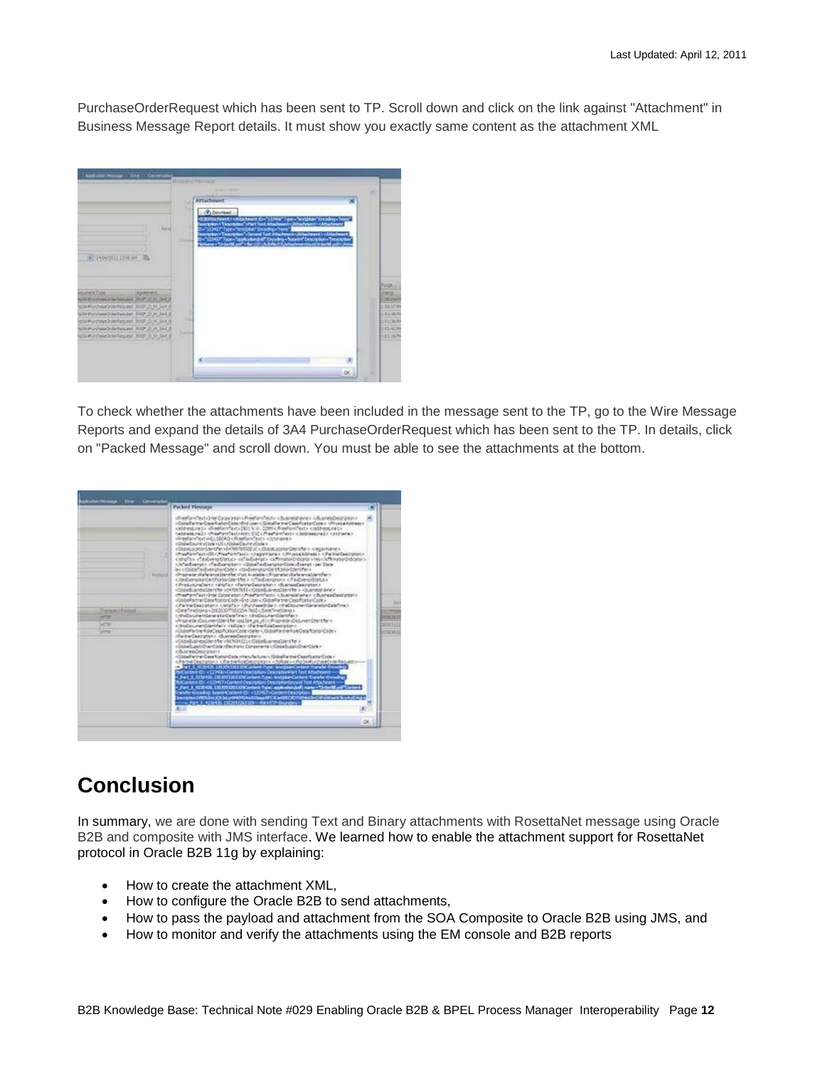PurchaseOrderRequest which has been sent to TP. Scroll down and click on the link against "Attachment" in Business Message Report details. It must show you exactly same content as the attachment XML

To check whether the attachments have been included in the message sent to the TP, go to the Wire Message Reports and expand the details of 3A4 PurchaseOrderRequest which has been sent to the TP. In details, click on "Packed Message" and scroll down. You must be able to see the attachments at the bottom.

# Conclusion

In summary, we are done with sending Text and Binary attachments with RosettaNet message using Oracle B2B and composite with JMS interface. We learned how to enable the attachment support for RosettaNet protocol in Oracle B2B 11g by explaining:

- How to create the attachment XML,
- How to configure the Oracle B2B to send attachments,
- How to pass the payload and attachment from the SOA Composite to Oracle B2B using JMS, and
- How to monitor and verify the attachments using the EM console and B2B reports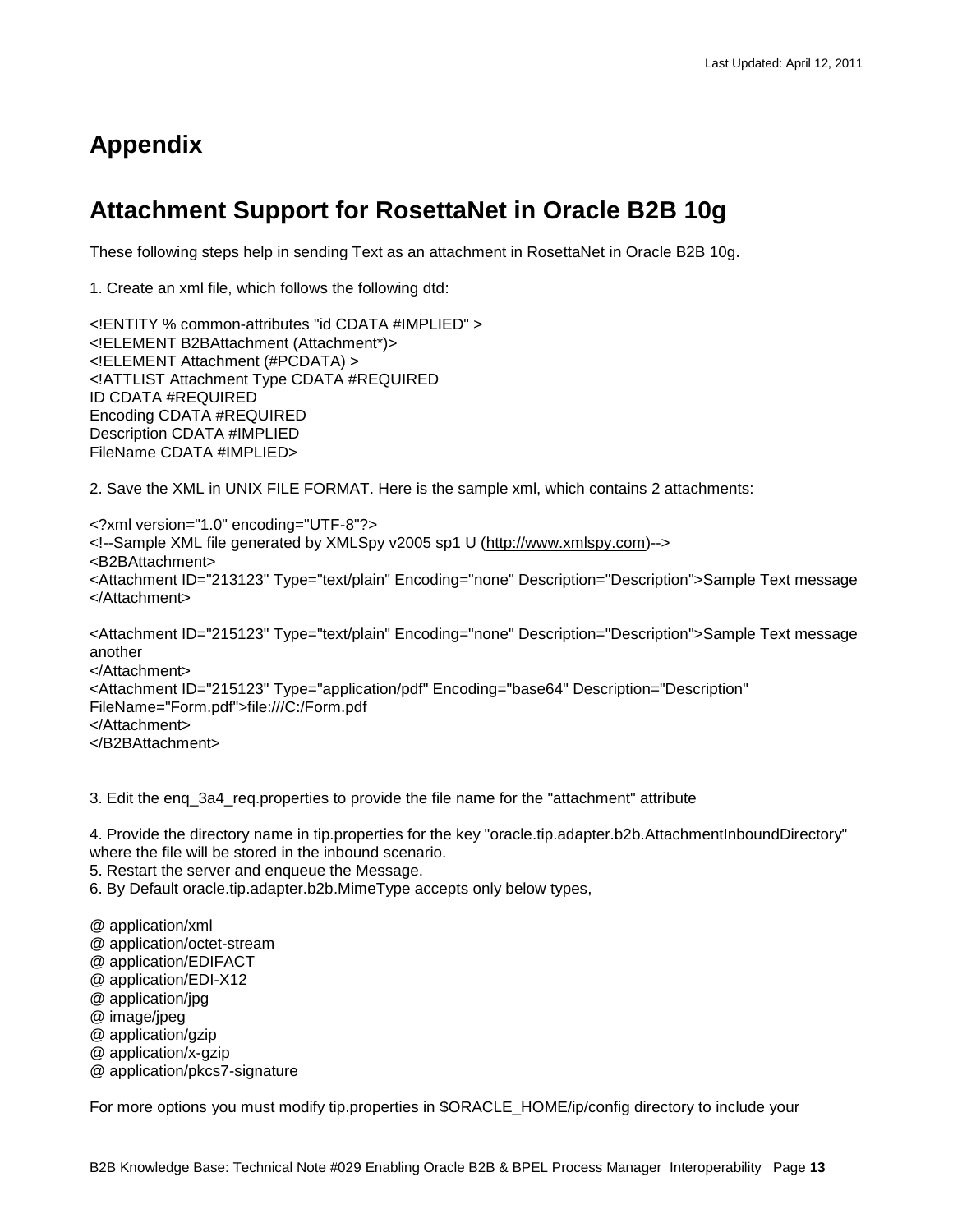# Appendix

## Attachment Support for RosettaNet in Oracle B2B 10g

These following steps help in sending Text as an attachment in RosettaNet in Oracle B2B 10g.

1. Create an xml file, which follows the following dtd:

```
<!ENTITY % common-attributes "id CDATA #IMPLIED" >
<!ELEMENT B2BAttachment (Attachment*)>
<!ELEMENT Attachment (#PCDATA) >
<!ATTLIST Attachment Type CDATA #REQUIRED
ID CDATA #REQUIRED
Encoding CDATA #REQUIRED
Description CDATA #IMPLIED
FileName CDATA #IMPLIED>
```

2. Save the XML in UNIX FILE FORMAT. Here is the sample xml, which contains 2 attachments:

```
<?xml version="1.0" encoding="UTF-8"?>
<!--Sample XML file generated by XMLSpy v2005 sp1 U (http://www.xmlspy.com)-->
<B2BAttachment>
<Attachment ID="213123" Type="text/plain" Encoding="none" Description="Description">Sample Text message
</Attachment>

<Attachment ID="215123" Type="text/plain" Encoding="none" Description="Description">Sample Text message
another
</Attachment>
<Attachment ID="215123" Type="application/pdf" Encoding="base64" Description="Description"
FileName="Form.pdf">file:///C:/Form.pdf
</Attachment>
</B2BAttachment>
```

3. Edit the enq_3a4_req.properties to provide the file name for the "attachment" attribute

4. Provide the directory name in tip.properties for the key "oracle.tip.adapter.b2b.AttachmentInboundDirectory" where the file will be stored in the inbound scenario.
5. Restart the server and enqueue the Message.
6. By Default oracle.tip.adapter.b2b.MimeType accepts only below types,

@ application/xml
@ application/octet-stream
@ application/EDIFACT
@ application/EDI-X12
@ application/jpg
@ image/jpeg
@ application/gzip
@ application/x-gzip
@ application/pkcs7-signature

For more options you must modify tip.properties in $ORACLE_HOME/ip/config directory to include your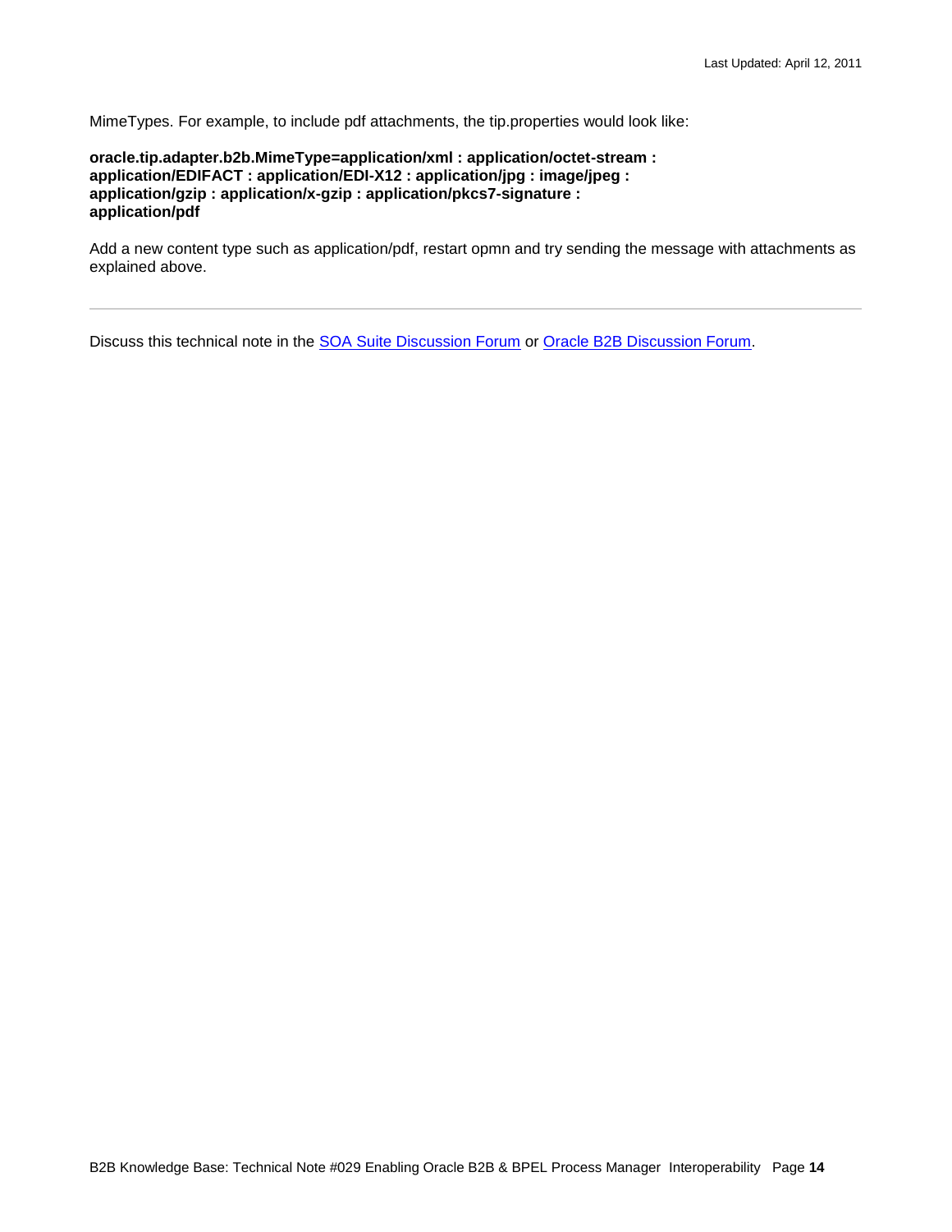MimeTypes. For example, to include pdf attachments, the tip.properties would look like:

**oracle.tip.adapter.b2b.MimeType=application/xml : application/octet-stream : application/EDIFACT : application/EDI-X12 : application/jpg : image/jpeg : application/gzip : application/x-gzip : application/pkcs7-signature : application/pdf**

Add a new content type such as application/pdf, restart opmn and try sending the message with attachments as explained above.

---

Discuss this technical note in the SOA Suite Discussion Forum or Oracle B2B Discussion Forum.